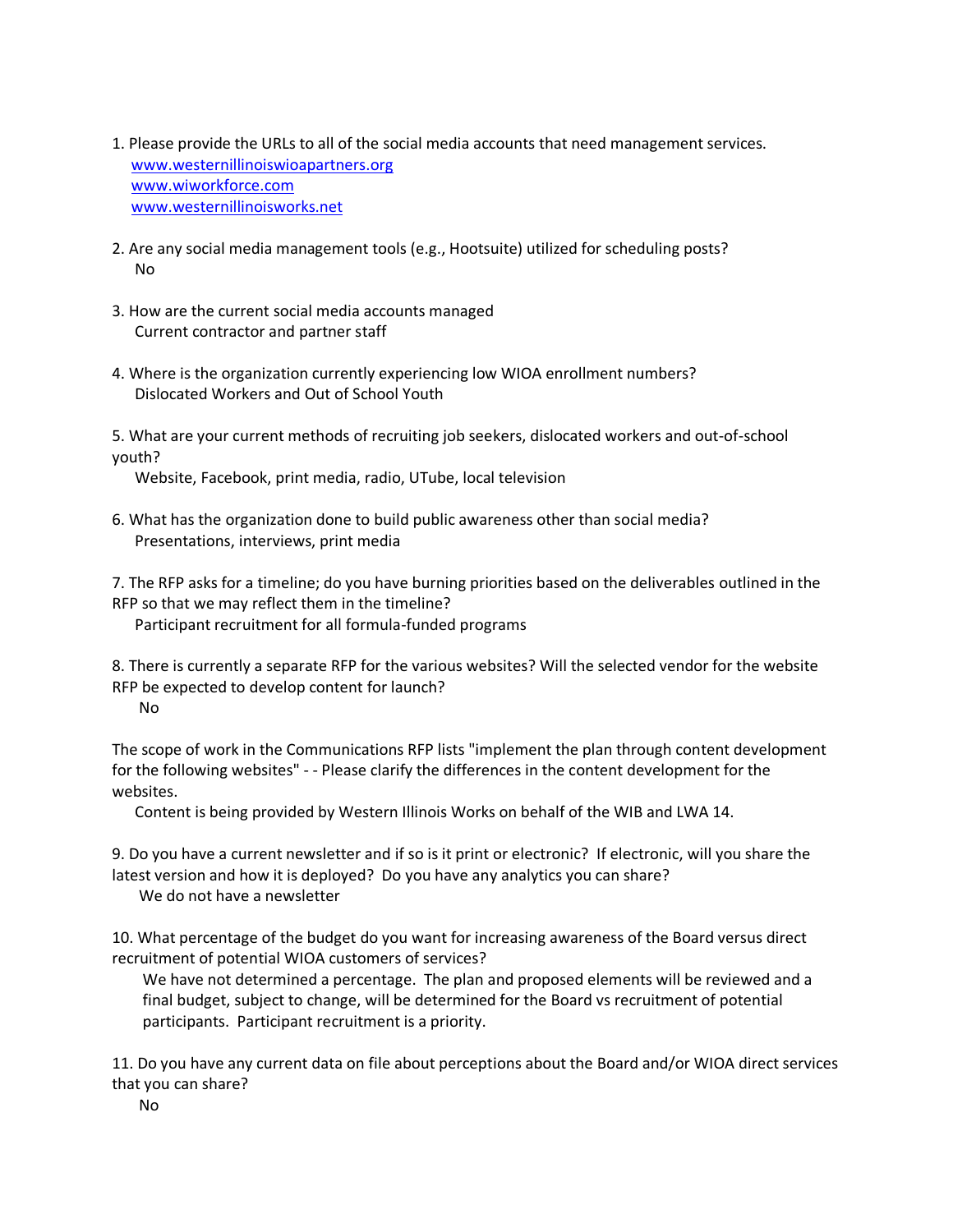1. Please provide the URLs to all of the social media accounts that need management services.
   [www.westernillinoiswioapartners.org](http://www.westernillinoiswioapartners.org)
   [www.wiworkforce.com](http://www.wiworkforce.com)
   [www.westernillinoisworks.net](http://www.westernillinoisworks.net)

2. Are any social media management tools (e.g., Hootsuite) utilized for scheduling posts?
   No

3. How are the current social media accounts managed
   Current contractor and partner staff

4. Where is the organization currently experiencing low WIOA enrollment numbers?
   Dislocated Workers and Out of School Youth

5. What are your current methods of recruiting job seekers, dislocated workers and out-of-school youth?
   Website, Facebook, print media, radio, UTube, local television

6. What has the organization done to build public awareness other than social media?
   Presentations, interviews, print media

7. The RFP asks for a timeline; do you have burning priorities based on the deliverables outlined in the RFP so that we may reflect them in the timeline?
   Participant recruitment for all formula-funded programs

8. There is currently a separate RFP for the various websites? Will the selected vendor for the website RFP be expected to develop content for launch?
   No

The scope of work in the Communications RFP lists "implement the plan through content development for the following websites" - - Please clarify the differences in the content development for the websites.

Content is being provided by Western Illinois Works on behalf of the WIB and LWA 14.

9. Do you have a current newsletter and if so is it print or electronic? If electronic, will you share the latest version and how it is deployed? Do you have any analytics you can share?
   We do not have a newsletter

10. What percentage of the budget do you want for increasing awareness of the Board versus direct recruitment of potential WIOA customers of services?
    We have not determined a percentage. The plan and proposed elements will be reviewed and a final budget, subject to change, will be determined for the Board vs recruitment of potential participants. Participant recruitment is a priority.

11. Do you have any current data on file about perceptions about the Board and/or WIOA direct services that you can share?
    No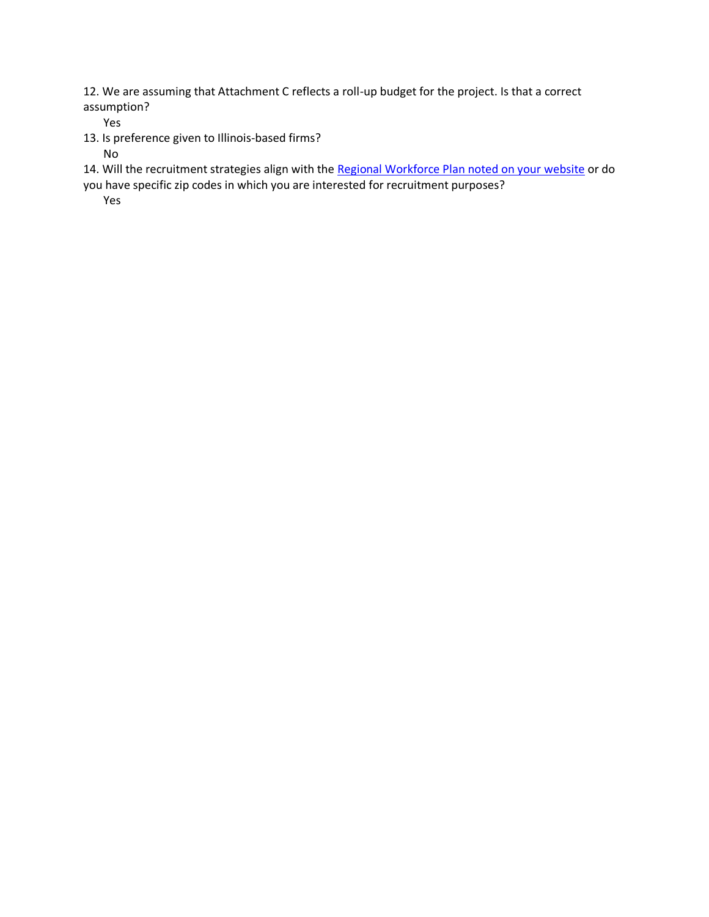12. We are assuming that Attachment C reflects a roll-up budget for the project. Is that a correct assumption?

    Yes

13. Is preference given to Illinois-based firms?

    No

14. Will the recruitment strategies align with the Regional Workforce Plan noted on your website or do you have specific zip codes in which you are interested for recruitment purposes?

    Yes